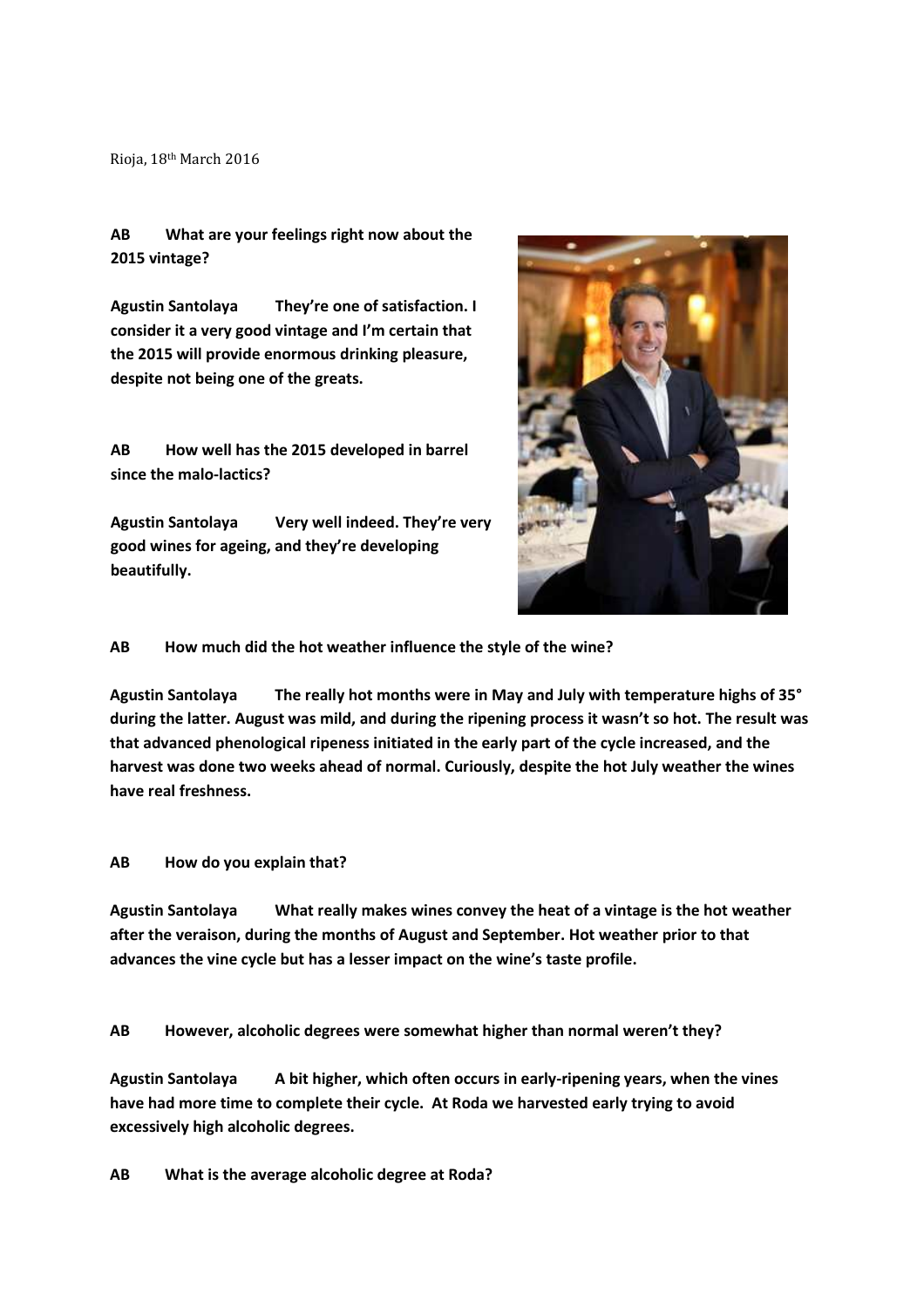Rioja, 18th March 2016

**AB What are your feelings right now about the 2015 vintage?**

**Agustin Santolaya They're one of satisfaction. I consider it a very good vintage and I'm certain that the 2015 will provide enormous drinking pleasure, despite not being one of the greats.**

**AB How well has the 2015 developed in barrel since the malo-lactics?**

**Agustin Santolaya Very well indeed. They're very good wines for ageing, and they're developing beautifully.**

**AB How much did the hot weather influence the style of the wine?**

**Agustin Santolaya The really hot months were in May and July with temperature highs of 35° during the latter. August was mild, and during the ripening process it wasn't so hot. The result was that advanced phenological ripeness initiated in the early part of the cycle increased, and the harvest was done two weeks ahead of normal. Curiously, despite the hot July weather the wines have real freshness.**

**AB How do you explain that?**

**Agustin Santolaya What really makes wines convey the heat of a vintage is the hot weather after the veraison, during the months of August and September. Hot weather prior to that advances the vine cycle but has a lesser impact on the wine's taste profile.**

**AB However, alcoholic degrees were somewhat higher than normal weren't they?**

**Agustin Santolaya A bit higher, which often occurs in early-ripening years, when the vines have had more time to complete their cycle. At Roda we harvested early trying to avoid excessively high alcoholic degrees.**

**AB What is the average alcoholic degree at Roda?**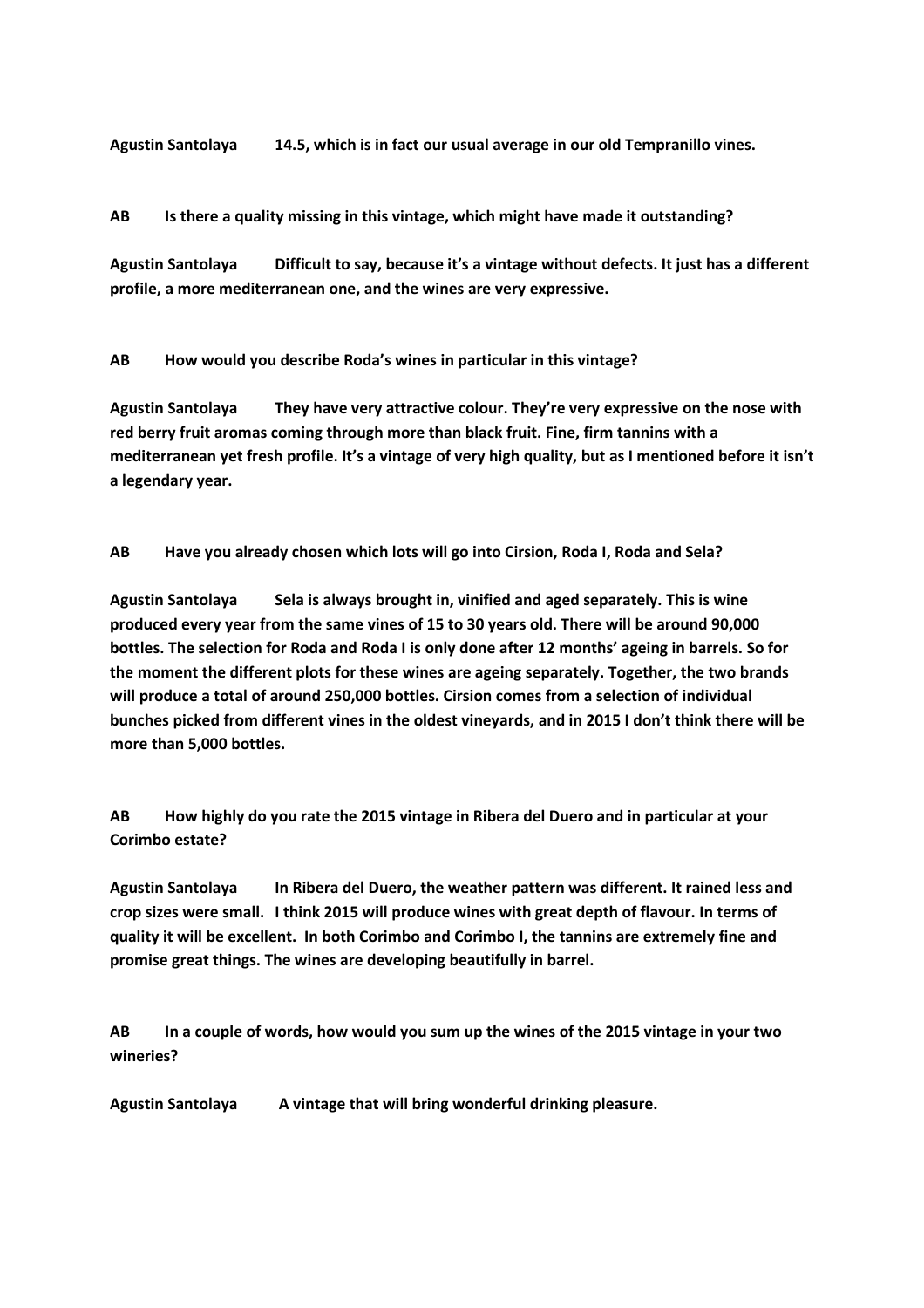**Agustin Santolaya** **14.5, which is in fact our usual average in our old Tempranillo vines.**

**AB** **Is there a quality missing in this vintage, which might have made it outstanding?**

**Agustin Santolaya** **Difficult to say, because it's a vintage without defects. It just has a different profile, a more mediterranean one, and the wines are very expressive.**

**AB** **How would you describe Roda's wines in particular in this vintage?**

**Agustin Santolaya** **They have very attractive colour. They're very expressive on the nose with red berry fruit aromas coming through more than black fruit. Fine, firm tannins with a mediterranean yet fresh profile. It's a vintage of very high quality, but as I mentioned before it isn't a legendary year.**

**AB** **Have you already chosen which lots will go into Cirsion, Roda I, Roda and Sela?**

**Agustin Santolaya** **Sela is always brought in, vinified and aged separately. This is wine produced every year from the same vines of 15 to 30 years old. There will be around 90,000 bottles. The selection for Roda and Roda I is only done after 12 months' ageing in barrels. So for the moment the different plots for these wines are ageing separately. Together, the two brands will produce a total of around 250,000 bottles. Cirsion comes from a selection of individual bunches picked from different vines in the oldest vineyards, and in 2015 I don't think there will be more than 5,000 bottles.**

**AB** **How highly do you rate the 2015 vintage in Ribera del Duero and in particular at your Corimbo estate?**

**Agustin Santolaya** **In Ribera del Duero, the weather pattern was different. It rained less and crop sizes were small. I think 2015 will produce wines with great depth of flavour. In terms of quality it will be excellent. In both Corimbo and Corimbo I, the tannins are extremely fine and promise great things. The wines are developing beautifully in barrel.**

**AB** **In a couple of words, how would you sum up the wines of the 2015 vintage in your two wineries?**

**Agustin Santolaya** **A vintage that will bring wonderful drinking pleasure.**